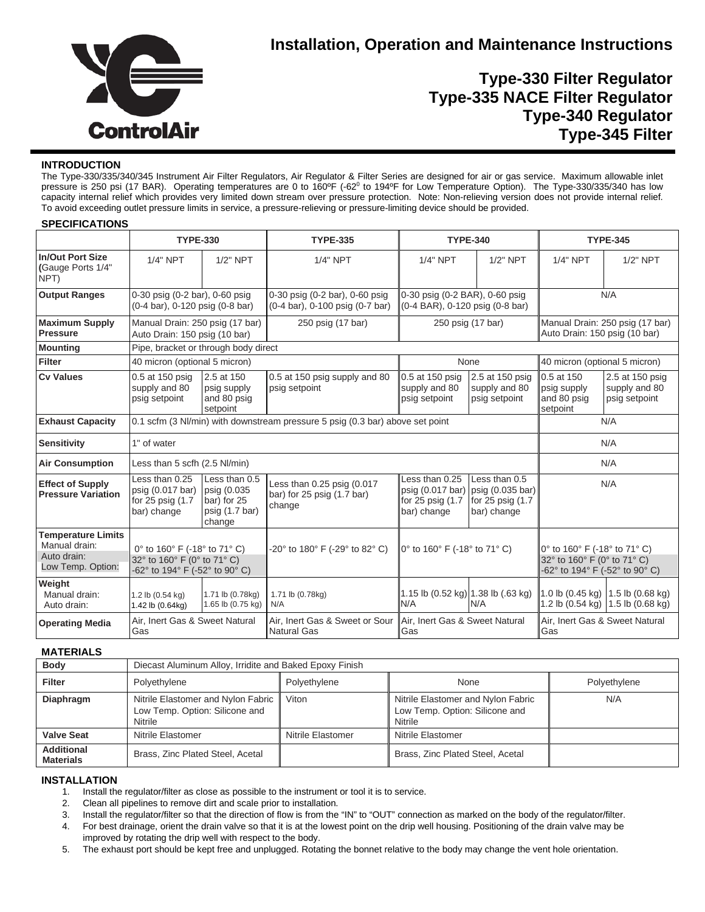# Installation, Operation and Maintenance Instructions

## Type-330 Filter Regulator
## Type-335 NACE Filter Regulator
## Type-340 Regulator
## Type-345 Filter

ControlAir

### INTRODUCTION

The Type-330/335/340/345 Instrument Air Filter Regulators, Air Regulator & Filter Series are designed for air or gas service. Maximum allowable inlet pressure is 250 psi (17 BAR). Operating temperatures are 0 to 160ºF (-62⁰ to 194ºF for Low Temperature Option). The Type-330/335/340 has low capacity internal relief which provides very limited down stream over pressure protection. Note: Non-relieving version does not provide internal relief. To avoid exceeding outlet pressure limits in service, a pressure-relieving or pressure-limiting device should be provided.

### SPECIFICATIONS

| | TYPE-330 | | TYPE-335 | TYPE-340 | | TYPE-345 | |
|---|---|---|---|---|---|---|---|
| **In/Out Port Size** (Gauge Ports 1/4" NPT) | 1/4" NPT | 1/2" NPT | 1/4" NPT | 1/4" NPT | 1/2" NPT | 1/4" NPT | 1/2" NPT |
| **Output Ranges** | 0-30 psig (0-2 bar), 0-60 psig (0-4 bar), 0-120 psig (0-8 bar) | | 0-30 psig (0-2 bar), 0-60 psig (0-4 bar), 0-100 psig (0-7 bar) | 0-30 psig (0-2 BAR), 0-60 psig (0-4 BAR), 0-120 psig (0-8 bar) | | N/A | |
| **Maximum Supply Pressure** | Manual Drain: 250 psig (17 bar) Auto Drain: 150 psig (10 bar) | | 250 psig (17 bar) | 250 psig (17 bar) | | Manual Drain: 250 psig (17 bar) Auto Drain: 150 psig (10 bar) | |
| **Mounting** | Pipe, bracket or through body direct | | | | | | |
| **Filter** | 40 micron (optional 5 micron) | | | None | | 40 micron (optional 5 micron) | |
| **Cv Values** | 0.5 at 150 psig supply and 80 psig setpoint | 2.5 at 150 psig supply and 80 psig setpoint | 0.5 at 150 psig supply and 80 psig setpoint | 0.5 at 150 psig supply and 80 psig setpoint | 2.5 at 150 psig supply and 80 psig setpoint | 0.5 at 150 psig supply and 80 psig setpoint | 2.5 at 150 psig supply and 80 psig setpoint |
| **Exhaust Capacity** | 0.1 scfm (3 Nl/min) with downstream pressure 5 psig (0.3 bar) above set point | | | | | N/A | |
| **Sensitivity** | 1" of water | | | | | N/A | |
| **Air Consumption** | Less than 5 scfh (2.5 Nl/min) | | | | | N/A | |
| **Effect of Supply Pressure Variation** | Less than 0.25 psig (0.017 bar) for 25 psig (1.7 bar) change | Less than 0.5 psig (0.035 bar) for 25 psig (1.7 bar) change | Less than 0.25 psig (0.017 bar) for 25 psig (1.7 bar) change | Less than 0.25 psig (0.017 bar) for 25 psig (1.7 bar) change | Less than 0.5 psig (0.035 bar) for 25 psig (1.7 bar) change | N/A | |
| **Temperature Limits** Manual drain: Auto drain: Low Temp. Option: | 0° to 160° F (-18° to 71° C) 32° to 160° F (0° to 71° C) -62° to 194° F (-52° to 90° C) | | -20° to 180° F (-29° to 82° C) | 0° to 160° F (-18° to 71° C) | | 0° to 160° F (-18° to 71° C) 32° to 160° F (0° to 71° C) -62° to 194° F (-52° to 90° C) | |
| **Weight** Manual drain: Auto drain: | 1.2 lb (0.54 kg) 1.42 lb (0.64kg) | 1.71 lb (0.78kg) 1.65 lb (0.75 kg) | 1.71 lb (0.78kg) N/A | 1.15 lb (0.52 kg) N/A | 1.38 lb (.63 kg) N/A | 1.0 lb (0.45 kg) 1.2 lb (0.54 kg) | 1.5 lb (0.68 kg) 1.5 lb (0.68 kg) |
| **Operating Media** | Air, Inert Gas & Sweet Natural Gas | | Air, Inert Gas & Sweet or Sour Natural Gas | Air, Inert Gas & Sweet Natural Gas | | Air, Inert Gas & Sweet Natural Gas | |

### MATERIALS

| | | | | |
|---|---|---|---|---|
| **Body** | Diecast Aluminum Alloy, Irridite and Baked Epoxy Finish | | | |
| **Filter** | Polyethylene | Polyethylene | None | Polyethylene |
| **Diaphragm** | Nitrile Elastomer and Nylon Fabric Low Temp. Option: Silicone and Nitrile | Viton | Nitrile Elastomer and Nylon Fabric Low Temp. Option: Silicone and Nitrile | N/A |
| **Valve Seat** | Nitrile Elastomer | Nitrile Elastomer | Nitrile Elastomer | |
| **Additional Materials** | Brass, Zinc Plated Steel, Acetal | | Brass, Zinc Plated Steel, Acetal | |

### INSTALLATION

1. Install the regulator/filter as close as possible to the instrument or tool it is to service.
2. Clean all pipelines to remove dirt and scale prior to installation.
3. Install the regulator/filter so that the direction of flow is from the "IN" to "OUT" connection as marked on the body of the regulator/filter.
4. For best drainage, orient the drain valve so that it is at the lowest point on the drip well housing. Positioning of the drain valve may be improved by rotating the drip well with respect to the body.
5. The exhaust port should be kept free and unplugged. Rotating the bonnet relative to the body may change the vent hole orientation.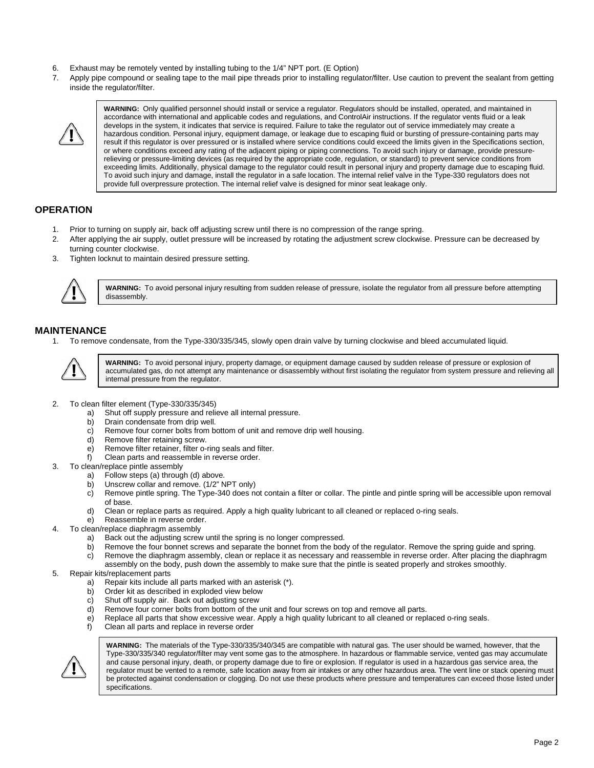6. Exhaust may be remotely vented by installing tubing to the 1/4" NPT port. (E Option)
7. Apply pipe compound or sealing tape to the mail pipe threads prior to installing regulator/filter. Use caution to prevent the sealant from getting inside the regulator/filter.

> **WARNING:** Only qualified personnel should install or service a regulator. Regulators should be installed, operated, and maintained in accordance with international and applicable codes and regulations, and ControlAir instructions. If the regulator vents fluid or a leak develops in the system, it indicates that service is required. Failure to take the regulator out of service immediately may create a hazardous condition. Personal injury, equipment damage, or leakage due to escaping fluid or bursting of pressure-containing parts may result if this regulator is over pressured or is installed where service conditions could exceed the limits given in the Specifications section, or where conditions exceed any rating of the adjacent piping or piping connections. To avoid such injury or damage, provide pressure-relieving or pressure-limiting devices (as required by the appropriate code, regulation, or standard) to prevent service conditions from exceeding limits. Additionally, physical damage to the regulator could result in personal injury and property damage due to escaping fluid. To avoid such injury and damage, install the regulator in a safe location. The internal relief valve in the Type-330 regulators does not provide full overpressure protection. The internal relief valve is designed for minor seat leakage only.

## OPERATION

1. Prior to turning on supply air, back off adjusting screw until there is no compression of the range spring.
2. After applying the air supply, outlet pressure will be increased by rotating the adjustment screw clockwise. Pressure can be decreased by turning counter clockwise.
3. Tighten locknut to maintain desired pressure setting.

> **WARNING:** To avoid personal injury resulting from sudden release of pressure, isolate the regulator from all pressure before attempting disassembly.

## MAINTENANCE

1. To remove condensate, from the Type-330/335/345, slowly open drain valve by turning clockwise and bleed accumulated liquid.

> **WARNING:** To avoid personal injury, property damage, or equipment damage caused by sudden release of pressure or explosion of accumulated gas, do not attempt any maintenance or disassembly without first isolating the regulator from system pressure and relieving all internal pressure from the regulator.

2. To clean filter element (Type-330/335/345)
   a) Shut off supply pressure and relieve all internal pressure.
   b) Drain condensate from drip well.
   c) Remove four corner bolts from bottom of unit and remove drip well housing.
   d) Remove filter retaining screw.
   e) Remove filter retainer, filter o-ring seals and filter.
   f) Clean parts and reassemble in reverse order.
3. To clean/replace pintle assembly
   a) Follow steps (a) through (d) above.
   b) Unscrew collar and remove. (1/2" NPT only)
   c) Remove pintle spring. The Type-340 does not contain a filter or collar. The pintle and pintle spring will be accessible upon removal of base.
   d) Clean or replace parts as required. Apply a high quality lubricant to all cleaned or replaced o-ring seals.
   e) Reassemble in reverse order.
4. To clean/replace diaphragm assembly
   a) Back out the adjusting screw until the spring is no longer compressed.
   b) Remove the four bonnet screws and separate the bonnet from the body of the regulator. Remove the spring guide and spring.
   c) Remove the diaphragm assembly, clean or replace it as necessary and reassemble in reverse order. After placing the diaphragm assembly on the body, push down the assembly to make sure that the pintle is seated properly and strokes smoothly.
5. Repair kits/replacement parts
   a) Repair kits include all parts marked with an asterisk (*).
   b) Order kit as described in exploded view below
   c) Shut off supply air. Back out adjusting screw
   d) Remove four corner bolts from bottom of the unit and four screws on top and remove all parts.
   e) Replace all parts that show excessive wear. Apply a high quality lubricant to all cleaned or replaced o-ring seals.
   f) Clean all parts and replace in reverse order

> **WARNING:** The materials of the Type-330/335/340/345 are compatible with natural gas. The user should be warned, however, that the Type-330/335/340 regulator/filter may vent some gas to the atmosphere. In hazardous or flammable service, vented gas may accumulate and cause personal injury, death, or property damage due to fire or explosion. If regulator is used in a hazardous gas service area, the regulator must be vented to a remote, safe location away from air intakes or any other hazardous area. The vent line or stack opening must be protected against condensation or clogging. Do not use these products where pressure and temperatures can exceed those listed under specifications.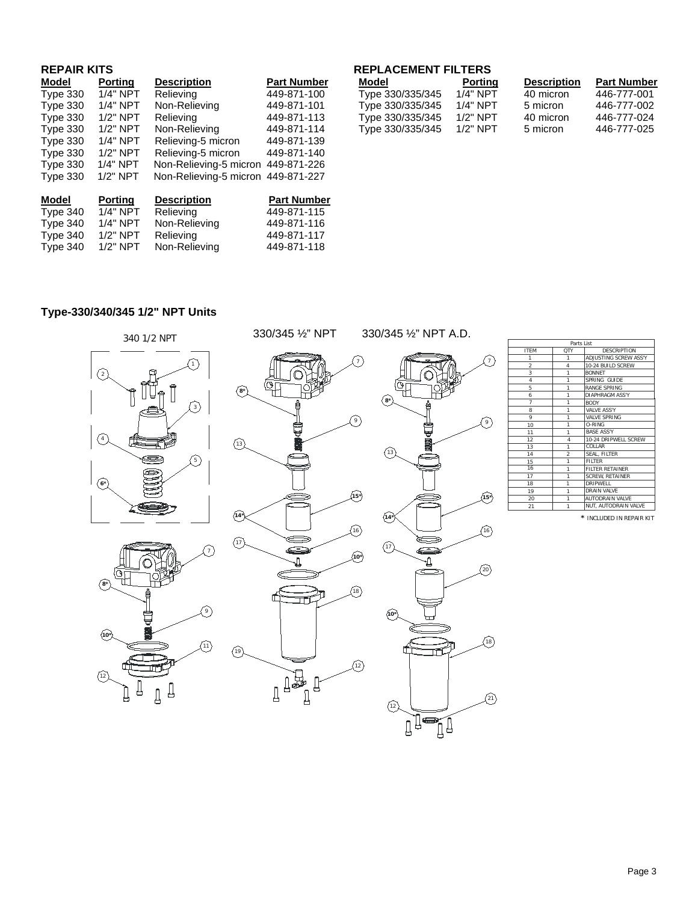## REPAIR KITS

| Model | Porting | Description | Part Number |
|---|---|---|---|
| Type 330 | 1/4" NPT | Relieving | 449-871-100 |
| Type 330 | 1/4" NPT | Non-Relieving | 449-871-101 |
| Type 330 | 1/2" NPT | Relieving | 449-871-113 |
| Type 330 | 1/2" NPT | Non-Relieving | 449-871-114 |
| Type 330 | 1/4" NPT | Relieving-5 micron | 449-871-139 |
| Type 330 | 1/2" NPT | Relieving-5 micron | 449-871-140 |
| Type 330 | 1/4" NPT | Non-Relieving-5 micron | 449-871-226 |
| Type 330 | 1/2" NPT | Non-Relieving-5 micron | 449-871-227 |

| Model | Porting | Description | Part Number |
|---|---|---|---|
| Type 340 | 1/4" NPT | Relieving | 449-871-115 |
| Type 340 | 1/4" NPT | Non-Relieving | 449-871-116 |
| Type 340 | 1/2" NPT | Relieving | 449-871-117 |
| Type 340 | 1/2" NPT | Non-Relieving | 449-871-118 |

## REPLACEMENT FILTERS

| Model | Porting | Description | Part Number |
|---|---|---|---|
| Type 330/335/345 | 1/4" NPT | 40 micron | 446-777-001 |
| Type 330/335/345 | 1/4" NPT | 5 micron | 446-777-002 |
| Type 330/335/345 | 1/2" NPT | 40 micron | 446-777-024 |
| Type 330/335/345 | 1/2" NPT | 5 micron | 446-777-025 |

## Type-330/340/345 1/2" NPT Units

340 1/2 NPT

330/345 ½" NPT

330/345 ½" NPT A.D.

Parts List

| ITEM | QTY | DESCRIPTION |
|---|---|---|
| 1 | 1 | ADJUSTING SCREW ASS'Y |
| 2 | 4 | 10-24 BUILD SCREW |
| 3 | 1 | BONNET |
| 4 | 1 | SPRING GUIDE |
| 5 | 1 | RANGE SPRING |
| 6 | 1 | DIAPHRAGM ASS'Y |
| 7 | 1 | BODY |
| 8 | 1 | VALVE ASS'Y |
| 9 | 1 | VALVE SPRING |
| 10 | 1 | O-RING |
| 11 | 1 | BASE ASS'Y |
| 12 | 4 | 10-24 DRIPWELL SCREW |
| 13 | 1 | COLLAR |
| 14 | 2 | SEAL, FILTER |
| 15 | 1 | FILTER |
| 16 | 1 | FILTER RETAINER |
| 17 | 1 | SCREW, RETAINER |
| 18 | 1 | DRIPWELL |
| 19 | 1 | DRAIN VALVE |
| 20 | 1 | AUTODRAIN VALVE |
| 21 | 1 | NUT, AUTODRAIN VALVE |

* INCLUDED IN REPAIR KIT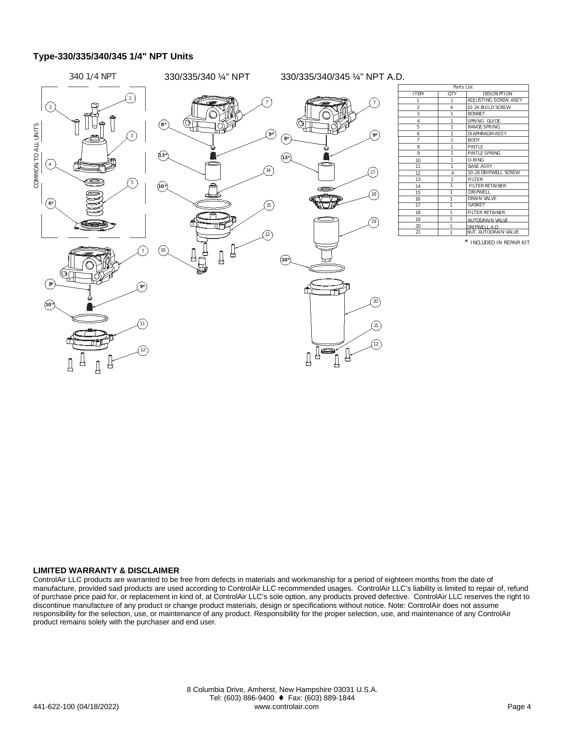### Type-330/335/340/345 1/4" NPT Units

340 1/4 NPT

330/335/340 ¼" NPT

330/335/340/345 ¼" NPT A.D.

COMMON TO ALL UNITS

| Parts List | | |
|---|---|---|
| ITEM | QTY | DESCRIPTION |
| 1 | 1 | ADJUSTING SCREW ASS'Y |
| 2 | 4 | 10-24 BUILD SCREW |
| 3 | 1 | BONNET |
| 4 | 1 | SPRING GUIDE |
| 5 | 1 | RANGE SPRING |
| 6 | 1 | DIAPHRAGM ASS'Y |
| 7 | 1 | BODY |
| 8 | 1 | PINTLE |
| 9 | 1 | PINTLE SPRING |
| 10 | 1 | O-RING |
| 11 | 1 | BASE ASS'Y |
| 12 | 4 | 10-24 DRIPWELL SCREW |
| 13 | 1 | FILTER |
| 14 | 1 | FILTER RETAINER |
| 15 | 1 | DRIPWELL |
| 16 | 1 | DRAIN VALVE |
| 17 | 1 | GASKET |
| 18 | 1 | FILTER RETAINER |
| 19 | 1 | AUTODRAIN VALVE |
| 20 | 1 | DRIPWELL A.D. |
| 21 | 1 | NUT, AUTODRAIN VALVE |

\* INCLUDED IN REPAIR KIT

**LIMITED WARRANTY & DISCLAIMER**

ControlAir LLC products are warranted to be free from defects in materials and workmanship for a period of eighteen months from the date of manufacture, provided said products are used according to ControlAir LLC recommended usages. ControlAir LLC's liability is limited to repair of, refund of purchase price paid for, or replacement in kind of, at ControlAir LLC's sole option, any products proved defective. ControlAir LLC reserves the right to discontinue manufacture of any product or change product materials, design or specifications without notice. Note: ControlAir does not assume responsibility for the selection, use, or maintenance of any product. Responsibility for the proper selection, use, and maintenance of any ControlAir product remains solely with the purchaser and end user.

8 Columbia Drive, Amherst, New Hampshire 03031 U.S.A.
Tel: (603) 886-9400 ♦ Fax: (603) 889-1844
www.controlair.com

441-622-100 (04/18/2022)